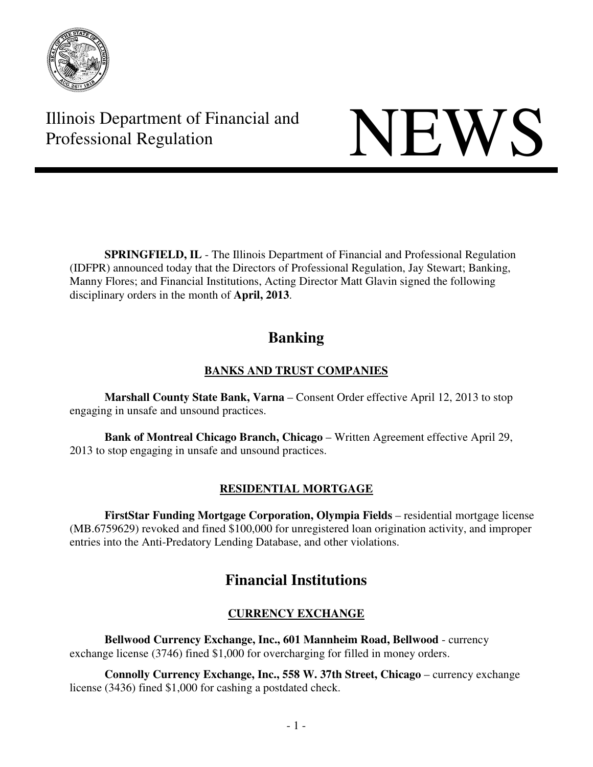Illinois Department of Financial and Professional Regulation

# NEWS

**SPRINGFIELD, IL** - The Illinois Department of Financial and Professional Regulation (IDFPR) announced today that the Directors of Professional Regulation, Jay Stewart; Banking, Manny Flores; and Financial Institutions, Acting Director Matt Glavin signed the following disciplinary orders in the month of **April, 2013**.

## Banking

### BANKS AND TRUST COMPANIES

**Marshall County State Bank, Varna** – Consent Order effective April 12, 2013 to stop engaging in unsafe and unsound practices.

**Bank of Montreal Chicago Branch, Chicago** – Written Agreement effective April 29, 2013 to stop engaging in unsafe and unsound practices.

### RESIDENTIAL MORTGAGE

**FirstStar Funding Mortgage Corporation, Olympia Fields** – residential mortgage license (MB.6759629) revoked and fined $100,000 for unregistered loan origination activity, and improper entries into the Anti-Predatory Lending Database, and other violations.

## Financial Institutions

### CURRENCY EXCHANGE

**Bellwood Currency Exchange, Inc., 601 Mannheim Road, Bellwood** - currency exchange license (3746) fined $1,000 for overcharging for filled in money orders.

**Connolly Currency Exchange, Inc., 558 W. 37th Street, Chicago** – currency exchange license (3436) fined $1,000 for cashing a postdated check.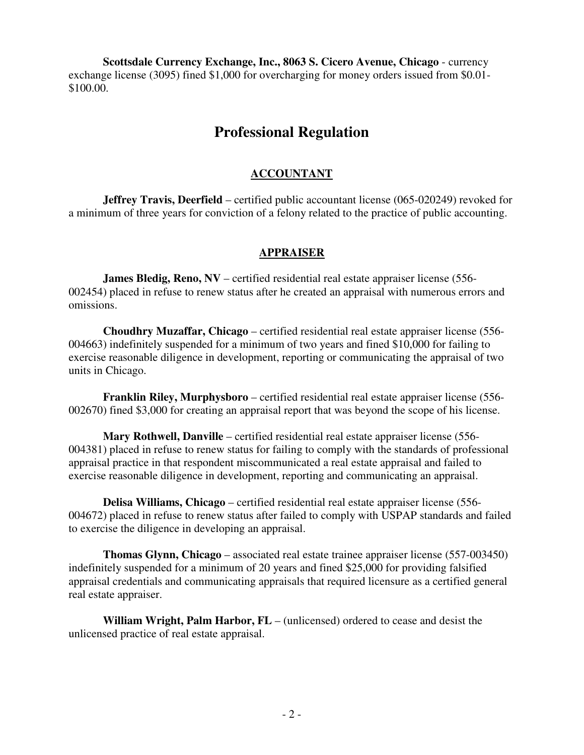**Scottsdale Currency Exchange, Inc., 8063 S. Cicero Avenue, Chicago** - currency exchange license (3095) fined $1,000 for overcharging for money orders issued from $0.01-$100.00.

# Professional Regulation

## ACCOUNTANT

**Jeffrey Travis, Deerfield** – certified public accountant license (065-020249) revoked for a minimum of three years for conviction of a felony related to the practice of public accounting.

## APPRAISER

**James Bledig, Reno, NV** – certified residential real estate appraiser license (556-002454) placed in refuse to renew status after he created an appraisal with numerous errors and omissions.

**Choudhry Muzaffar, Chicago** – certified residential real estate appraiser license (556-004663) indefinitely suspended for a minimum of two years and fined $10,000 for failing to exercise reasonable diligence in development, reporting or communicating the appraisal of two units in Chicago.

**Franklin Riley, Murphysboro** – certified residential real estate appraiser license (556-002670) fined $3,000 for creating an appraisal report that was beyond the scope of his license.

**Mary Rothwell, Danville** – certified residential real estate appraiser license (556-004381) placed in refuse to renew status for failing to comply with the standards of professional appraisal practice in that respondent miscommunicated a real estate appraisal and failed to exercise reasonable diligence in development, reporting and communicating an appraisal.

**Delisa Williams, Chicago** – certified residential real estate appraiser license (556-004672) placed in refuse to renew status after failed to comply with USPAP standards and failed to exercise the diligence in developing an appraisal.

**Thomas Glynn, Chicago** – associated real estate trainee appraiser license (557-003450) indefinitely suspended for a minimum of 20 years and fined $25,000 for providing falsified appraisal credentials and communicating appraisals that required licensure as a certified general real estate appraiser.

**William Wright, Palm Harbor, FL** – (unlicensed) ordered to cease and desist the unlicensed practice of real estate appraisal.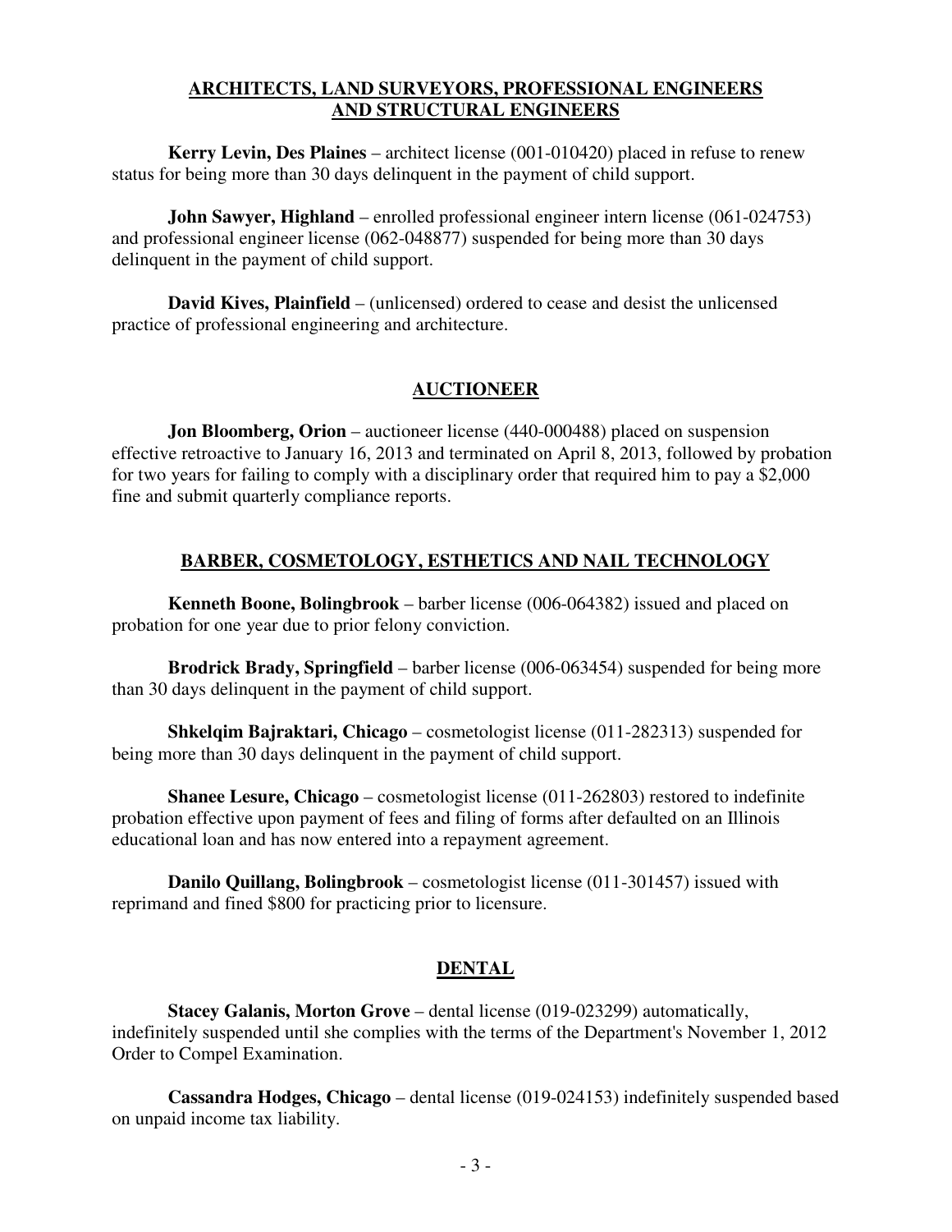## ARCHITECTS, LAND SURVEYORS, PROFESSIONAL ENGINEERS AND STRUCTURAL ENGINEERS

**Kerry Levin, Des Plaines** – architect license (001-010420) placed in refuse to renew status for being more than 30 days delinquent in the payment of child support.

**John Sawyer, Highland** – enrolled professional engineer intern license (061-024753) and professional engineer license (062-048877) suspended for being more than 30 days delinquent in the payment of child support.

**David Kives, Plainfield** – (unlicensed) ordered to cease and desist the unlicensed practice of professional engineering and architecture.

## AUCTIONEER

**Jon Bloomberg, Orion** – auctioneer license (440-000488) placed on suspension effective retroactive to January 16, 2013 and terminated on April 8, 2013, followed by probation for two years for failing to comply with a disciplinary order that required him to pay a $2,000 fine and submit quarterly compliance reports.

## BARBER, COSMETOLOGY, ESTHETICS AND NAIL TECHNOLOGY

**Kenneth Boone, Bolingbrook** – barber license (006-064382) issued and placed on probation for one year due to prior felony conviction.

**Brodrick Brady, Springfield** – barber license (006-063454) suspended for being more than 30 days delinquent in the payment of child support.

**Shkelqim Bajraktari, Chicago** – cosmetologist license (011-282313) suspended for being more than 30 days delinquent in the payment of child support.

**Shanee Lesure, Chicago** – cosmetologist license (011-262803) restored to indefinite probation effective upon payment of fees and filing of forms after defaulted on an Illinois educational loan and has now entered into a repayment agreement.

**Danilo Quillang, Bolingbrook** – cosmetologist license (011-301457) issued with reprimand and fined $800 for practicing prior to licensure.

## DENTAL

**Stacey Galanis, Morton Grove** – dental license (019-023299) automatically, indefinitely suspended until she complies with the terms of the Department's November 1, 2012 Order to Compel Examination.

**Cassandra Hodges, Chicago** – dental license (019-024153) indefinitely suspended based on unpaid income tax liability.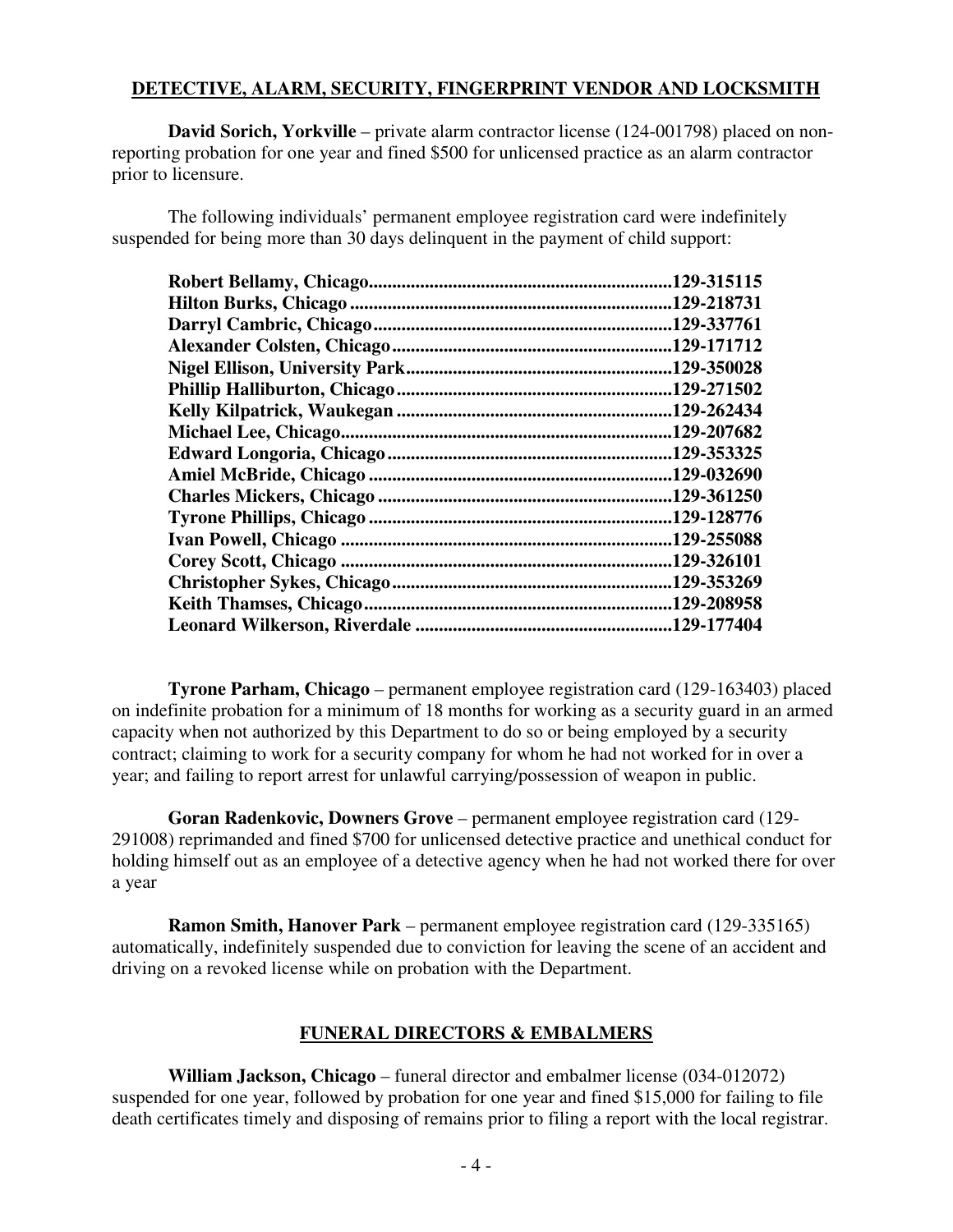## DETECTIVE, ALARM, SECURITY, FINGERPRINT VENDOR AND LOCKSMITH

**David Sorich, Yorkville** – private alarm contractor license (124-001798) placed on non-reporting probation for one year and fined $500 for unlicensed practice as an alarm contractor prior to licensure.

The following individuals' permanent employee registration card were indefinitely suspended for being more than 30 days delinquent in the payment of child support:

**Robert Bellamy, Chicago................................................................129-315115**
**Hilton Burks, Chicago....................................................................129-218731**
**Darryl Cambric, Chicago...............................................................129-337761**
**Alexander Colsten, Chicago...........................................................129-171712**
**Nigel Ellison, University Park........................................................129-350028**
**Phillip Halliburton, Chicago..........................................................129-271502**
**Kelly Kilpatrick, Waukegan...........................................................129-262434**
**Michael Lee, Chicago......................................................................129-207682**
**Edward Longoria, Chicago.............................................................129-353325**
**Amiel McBride, Chicago................................................................129-032690**
**Charles Mickers, Chicago..............................................................129-361250**
**Tyrone Phillips, Chicago................................................................129-128776**
**Ivan Powell, Chicago......................................................................129-255088**
**Corey Scott, Chicago......................................................................129-326101**
**Christopher Sykes, Chicago............................................................129-353269**
**Keith Thamses, Chicago.................................................................129-208958**
**Leonard Wilkerson, Riverdale......................................................129-177404**

**Tyrone Parham, Chicago** – permanent employee registration card (129-163403) placed on indefinite probation for a minimum of 18 months for working as a security guard in an armed capacity when not authorized by this Department to do so or being employed by a security contract; claiming to work for a security company for whom he had not worked for in over a year; and failing to report arrest for unlawful carrying/possession of weapon in public.

**Goran Radenkovic, Downers Grove** – permanent employee registration card (129-291008) reprimanded and fined $700 for unlicensed detective practice and unethical conduct for holding himself out as an employee of a detective agency when he had not worked there for over a year

**Ramon Smith, Hanover Park** – permanent employee registration card (129-335165) automatically, indefinitely suspended due to conviction for leaving the scene of an accident and driving on a revoked license while on probation with the Department.

## FUNERAL DIRECTORS & EMBALMERS

**William Jackson, Chicago** – funeral director and embalmer license (034-012072) suspended for one year, followed by probation for one year and fined $15,000 for failing to file death certificates timely and disposing of remains prior to filing a report with the local registrar.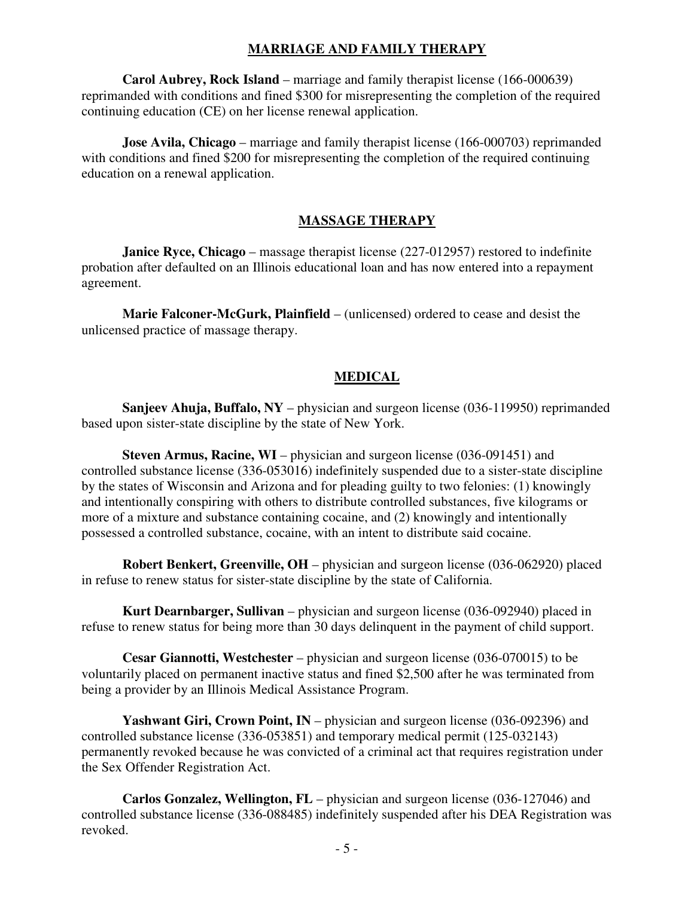## MARRIAGE AND FAMILY THERAPY

**Carol Aubrey, Rock Island** – marriage and family therapist license (166-000639) reprimanded with conditions and fined $300 for misrepresenting the completion of the required continuing education (CE) on her license renewal application.

**Jose Avila, Chicago** – marriage and family therapist license (166-000703) reprimanded with conditions and fined $200 for misrepresenting the completion of the required continuing education on a renewal application.

## MASSAGE THERAPY

**Janice Ryce, Chicago** – massage therapist license (227-012957) restored to indefinite probation after defaulted on an Illinois educational loan and has now entered into a repayment agreement.

**Marie Falconer-McGurk, Plainfield** – (unlicensed) ordered to cease and desist the unlicensed practice of massage therapy.

## MEDICAL

**Sanjeev Ahuja, Buffalo, NY** – physician and surgeon license (036-119950) reprimanded based upon sister-state discipline by the state of New York.

**Steven Armus, Racine, WI** – physician and surgeon license (036-091451) and controlled substance license (336-053016) indefinitely suspended due to a sister-state discipline by the states of Wisconsin and Arizona and for pleading guilty to two felonies: (1) knowingly and intentionally conspiring with others to distribute controlled substances, five kilograms or more of a mixture and substance containing cocaine, and (2) knowingly and intentionally possessed a controlled substance, cocaine, with an intent to distribute said cocaine.

**Robert Benkert, Greenville, OH** – physician and surgeon license (036-062920) placed in refuse to renew status for sister-state discipline by the state of California.

**Kurt Dearnbarger, Sullivan** – physician and surgeon license (036-092940) placed in refuse to renew status for being more than 30 days delinquent in the payment of child support.

**Cesar Giannotti, Westchester** – physician and surgeon license (036-070015) to be voluntarily placed on permanent inactive status and fined $2,500 after he was terminated from being a provider by an Illinois Medical Assistance Program.

**Yashwant Giri, Crown Point, IN** – physician and surgeon license (036-092396) and controlled substance license (336-053851) and temporary medical permit (125-032143) permanently revoked because he was convicted of a criminal act that requires registration under the Sex Offender Registration Act.

**Carlos Gonzalez, Wellington, FL** – physician and surgeon license (036-127046) and controlled substance license (336-088485) indefinitely suspended after his DEA Registration was revoked.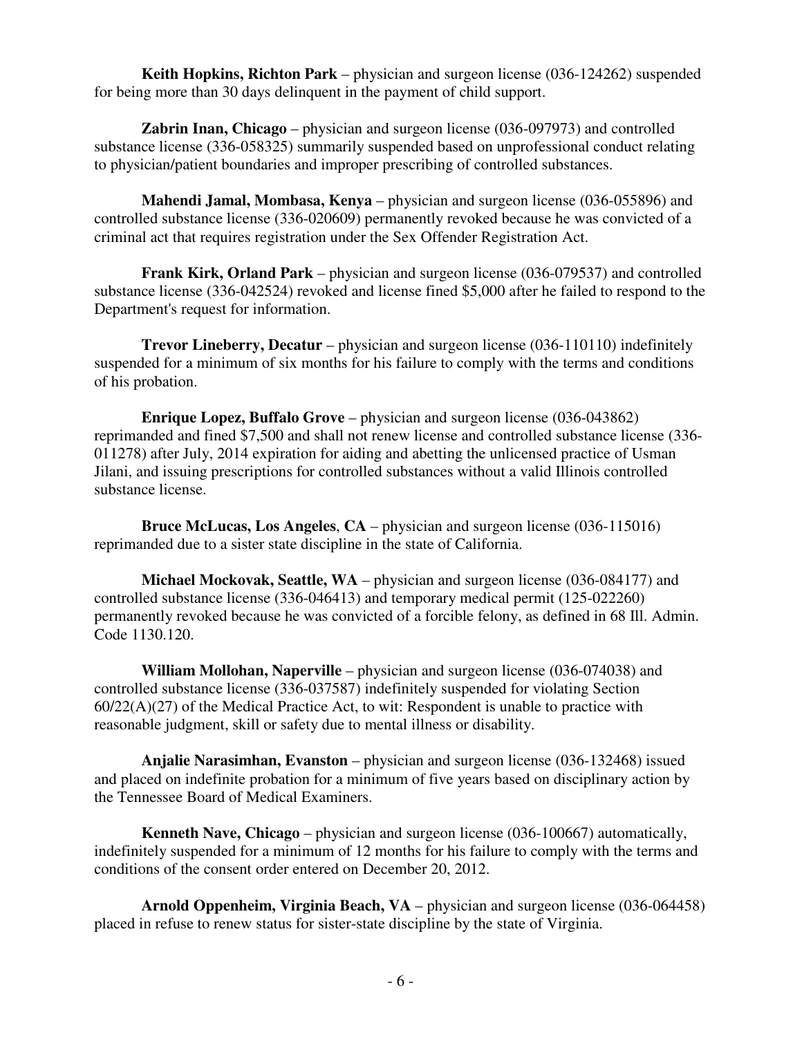**Keith Hopkins, Richton Park** – physician and surgeon license (036-124262) suspended for being more than 30 days delinquent in the payment of child support.

**Zabrin Inan, Chicago** – physician and surgeon license (036-097973) and controlled substance license (336-058325) summarily suspended based on unprofessional conduct relating to physician/patient boundaries and improper prescribing of controlled substances.

**Mahendi Jamal, Mombasa, Kenya** – physician and surgeon license (036-055896) and controlled substance license (336-020609) permanently revoked because he was convicted of a criminal act that requires registration under the Sex Offender Registration Act.

**Frank Kirk, Orland Park** – physician and surgeon license (036-079537) and controlled substance license (336-042524) revoked and license fined $5,000 after he failed to respond to the Department's request for information.

**Trevor Lineberry, Decatur** – physician and surgeon license (036-110110) indefinitely suspended for a minimum of six months for his failure to comply with the terms and conditions of his probation.

**Enrique Lopez, Buffalo Grove** – physician and surgeon license (036-043862) reprimanded and fined $7,500 and shall not renew license and controlled substance license (336-011278) after July, 2014 expiration for aiding and abetting the unlicensed practice of Usman Jilani, and issuing prescriptions for controlled substances without a valid Illinois controlled substance license.

**Bruce McLucas, Los Angeles**, **CA** – physician and surgeon license (036-115016) reprimanded due to a sister state discipline in the state of California.

**Michael Mockovak, Seattle, WA** – physician and surgeon license (036-084177) and controlled substance license (336-046413) and temporary medical permit (125-022260) permanently revoked because he was convicted of a forcible felony, as defined in 68 Ill. Admin. Code 1130.120.

**William Mollohan, Naperville** – physician and surgeon license (036-074038) and controlled substance license (336-037587) indefinitely suspended for violating Section 60/22(A)(27) of the Medical Practice Act, to wit: Respondent is unable to practice with reasonable judgment, skill or safety due to mental illness or disability.

**Anjalie Narasimhan, Evanston** – physician and surgeon license (036-132468) issued and placed on indefinite probation for a minimum of five years based on disciplinary action by the Tennessee Board of Medical Examiners.

**Kenneth Nave, Chicago** – physician and surgeon license (036-100667) automatically, indefinitely suspended for a minimum of 12 months for his failure to comply with the terms and conditions of the consent order entered on December 20, 2012.

**Arnold Oppenheim, Virginia Beach, VA** – physician and surgeon license (036-064458) placed in refuse to renew status for sister-state discipline by the state of Virginia.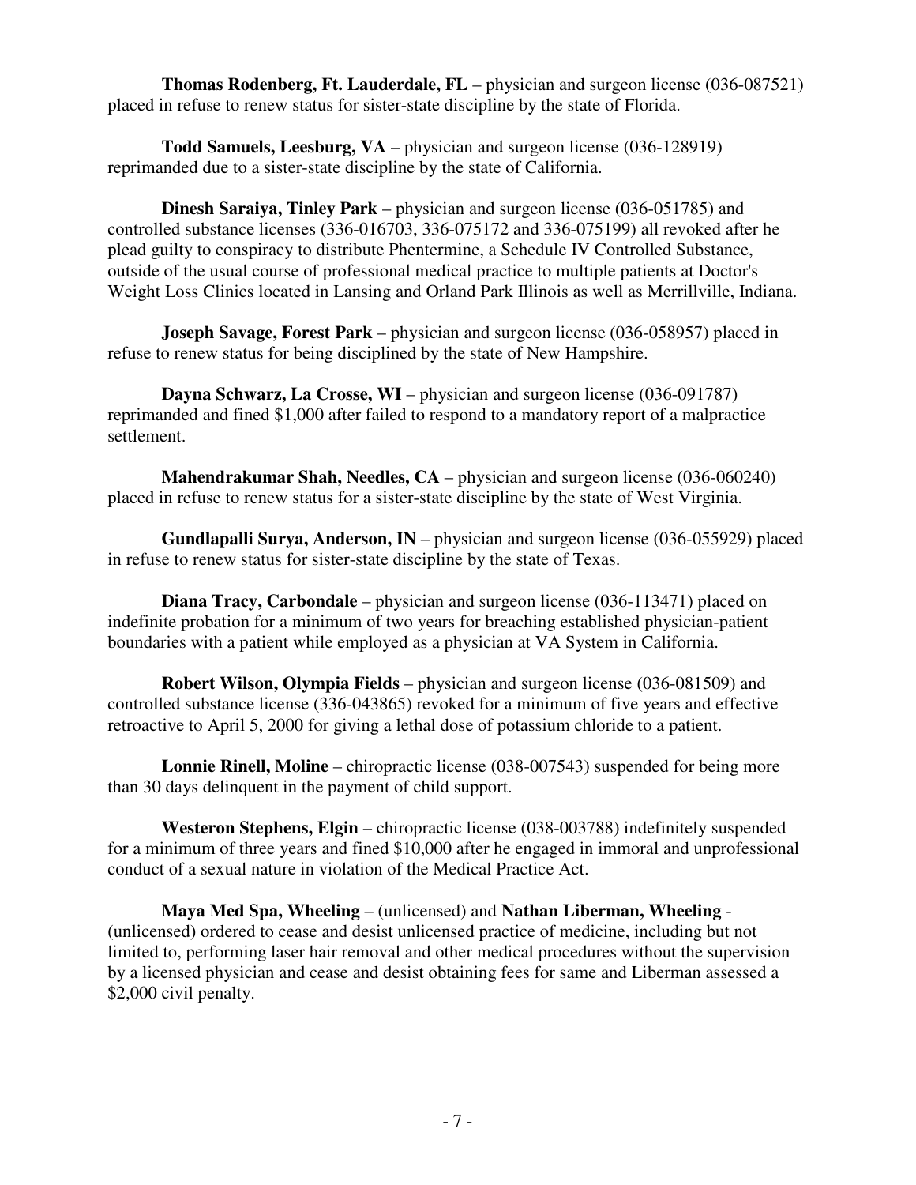**Thomas Rodenberg, Ft. Lauderdale, FL** – physician and surgeon license (036-087521) placed in refuse to renew status for sister-state discipline by the state of Florida.

**Todd Samuels, Leesburg, VA** – physician and surgeon license (036-128919) reprimanded due to a sister-state discipline by the state of California.

**Dinesh Saraiya, Tinley Park** – physician and surgeon license (036-051785) and controlled substance licenses (336-016703, 336-075172 and 336-075199) all revoked after he plead guilty to conspiracy to distribute Phentermine, a Schedule IV Controlled Substance, outside of the usual course of professional medical practice to multiple patients at Doctor's Weight Loss Clinics located in Lansing and Orland Park Illinois as well as Merrillville, Indiana.

**Joseph Savage, Forest Park** – physician and surgeon license (036-058957) placed in refuse to renew status for being disciplined by the state of New Hampshire.

**Dayna Schwarz, La Crosse, WI** – physician and surgeon license (036-091787) reprimanded and fined $1,000 after failed to respond to a mandatory report of a malpractice settlement.

**Mahendrakumar Shah, Needles, CA** – physician and surgeon license (036-060240) placed in refuse to renew status for a sister-state discipline by the state of West Virginia.

**Gundlapalli Surya, Anderson, IN** – physician and surgeon license (036-055929) placed in refuse to renew status for sister-state discipline by the state of Texas.

**Diana Tracy, Carbondale** – physician and surgeon license (036-113471) placed on indefinite probation for a minimum of two years for breaching established physician-patient boundaries with a patient while employed as a physician at VA System in California.

**Robert Wilson, Olympia Fields** – physician and surgeon license (036-081509) and controlled substance license (336-043865) revoked for a minimum of five years and effective retroactive to April 5, 2000 for giving a lethal dose of potassium chloride to a patient.

**Lonnie Rinell, Moline** – chiropractic license (038-007543) suspended for being more than 30 days delinquent in the payment of child support.

**Westeron Stephens, Elgin** – chiropractic license (038-003788) indefinitely suspended for a minimum of three years and fined $10,000 after he engaged in immoral and unprofessional conduct of a sexual nature in violation of the Medical Practice Act.

**Maya Med Spa, Wheeling** – (unlicensed) and **Nathan Liberman, Wheeling** - (unlicensed) ordered to cease and desist unlicensed practice of medicine, including but not limited to, performing laser hair removal and other medical procedures without the supervision by a licensed physician and cease and desist obtaining fees for same and Liberman assessed a $2,000 civil penalty.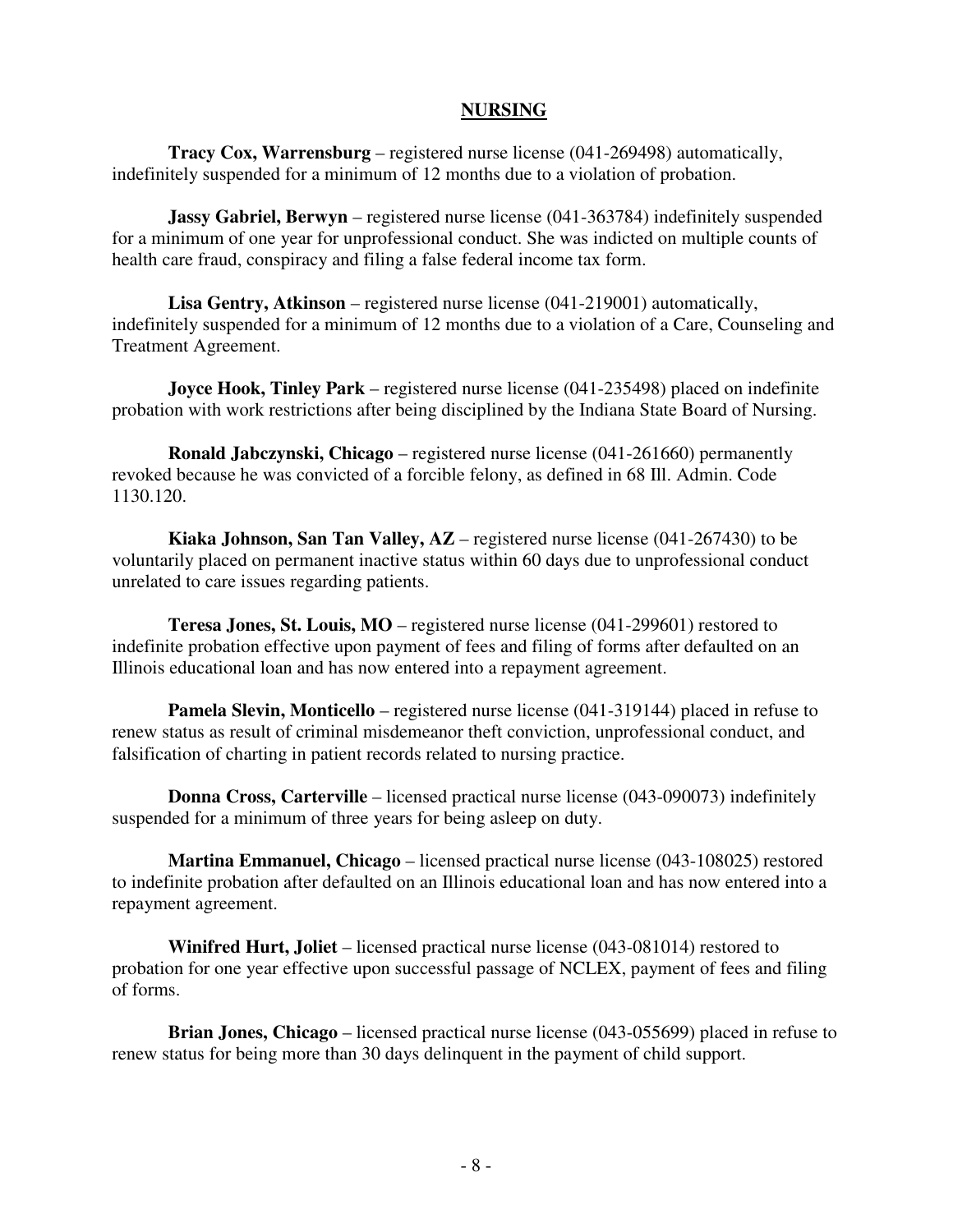## NURSING

**Tracy Cox, Warrensburg** – registered nurse license (041-269498) automatically, indefinitely suspended for a minimum of 12 months due to a violation of probation.

**Jassy Gabriel, Berwyn** – registered nurse license (041-363784) indefinitely suspended for a minimum of one year for unprofessional conduct. She was indicted on multiple counts of health care fraud, conspiracy and filing a false federal income tax form.

**Lisa Gentry, Atkinson** – registered nurse license (041-219001) automatically, indefinitely suspended for a minimum of 12 months due to a violation of a Care, Counseling and Treatment Agreement.

**Joyce Hook, Tinley Park** – registered nurse license (041-235498) placed on indefinite probation with work restrictions after being disciplined by the Indiana State Board of Nursing.

**Ronald Jabczynski, Chicago** – registered nurse license (041-261660) permanently revoked because he was convicted of a forcible felony, as defined in 68 Ill. Admin. Code 1130.120.

**Kiaka Johnson, San Tan Valley, AZ** – registered nurse license (041-267430) to be voluntarily placed on permanent inactive status within 60 days due to unprofessional conduct unrelated to care issues regarding patients.

**Teresa Jones, St. Louis, MO** – registered nurse license (041-299601) restored to indefinite probation effective upon payment of fees and filing of forms after defaulted on an Illinois educational loan and has now entered into a repayment agreement.

**Pamela Slevin, Monticello** – registered nurse license (041-319144) placed in refuse to renew status as result of criminal misdemeanor theft conviction, unprofessional conduct, and falsification of charting in patient records related to nursing practice.

**Donna Cross, Carterville** – licensed practical nurse license (043-090073) indefinitely suspended for a minimum of three years for being asleep on duty.

**Martina Emmanuel, Chicago** – licensed practical nurse license (043-108025) restored to indefinite probation after defaulted on an Illinois educational loan and has now entered into a repayment agreement.

**Winifred Hurt, Joliet** – licensed practical nurse license (043-081014) restored to probation for one year effective upon successful passage of NCLEX, payment of fees and filing of forms.

**Brian Jones, Chicago** – licensed practical nurse license (043-055699) placed in refuse to renew status for being more than 30 days delinquent in the payment of child support.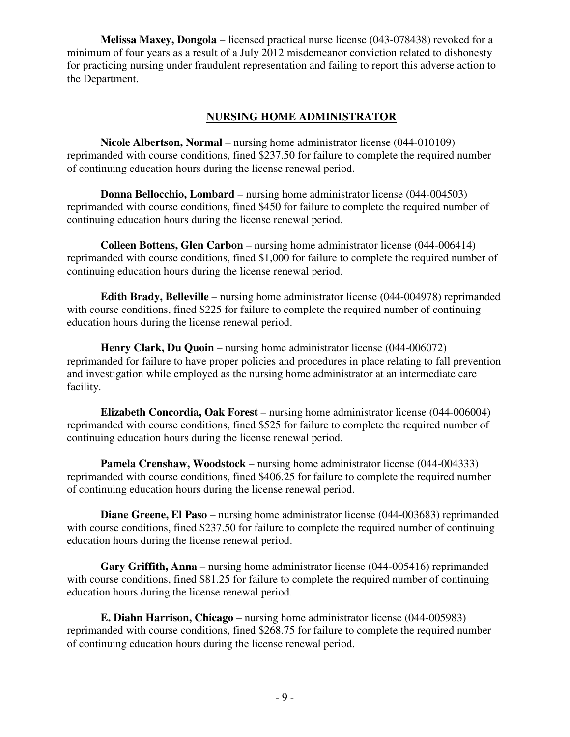**Melissa Maxey, Dongola** – licensed practical nurse license (043-078438) revoked for a minimum of four years as a result of a July 2012 misdemeanor conviction related to dishonesty for practicing nursing under fraudulent representation and failing to report this adverse action to the Department.

## NURSING HOME ADMINISTRATOR

**Nicole Albertson, Normal** – nursing home administrator license (044-010109) reprimanded with course conditions, fined $237.50 for failure to complete the required number of continuing education hours during the license renewal period.

**Donna Bellocchio, Lombard** – nursing home administrator license (044-004503) reprimanded with course conditions, fined $450 for failure to complete the required number of continuing education hours during the license renewal period.

**Colleen Bottens, Glen Carbon** – nursing home administrator license (044-006414) reprimanded with course conditions, fined $1,000 for failure to complete the required number of continuing education hours during the license renewal period.

**Edith Brady, Belleville** – nursing home administrator license (044-004978) reprimanded with course conditions, fined $225 for failure to complete the required number of continuing education hours during the license renewal period.

**Henry Clark, Du Quoin** – nursing home administrator license (044-006072) reprimanded for failure to have proper policies and procedures in place relating to fall prevention and investigation while employed as the nursing home administrator at an intermediate care facility.

**Elizabeth Concordia, Oak Forest** – nursing home administrator license (044-006004) reprimanded with course conditions, fined $525 for failure to complete the required number of continuing education hours during the license renewal period.

**Pamela Crenshaw, Woodstock** – nursing home administrator license (044-004333) reprimanded with course conditions, fined $406.25 for failure to complete the required number of continuing education hours during the license renewal period.

**Diane Greene, El Paso** – nursing home administrator license (044-003683) reprimanded with course conditions, fined $237.50 for failure to complete the required number of continuing education hours during the license renewal period.

**Gary Griffith, Anna** – nursing home administrator license (044-005416) reprimanded with course conditions, fined $81.25 for failure to complete the required number of continuing education hours during the license renewal period.

**E. Diahn Harrison, Chicago** – nursing home administrator license (044-005983) reprimanded with course conditions, fined $268.75 for failure to complete the required number of continuing education hours during the license renewal period.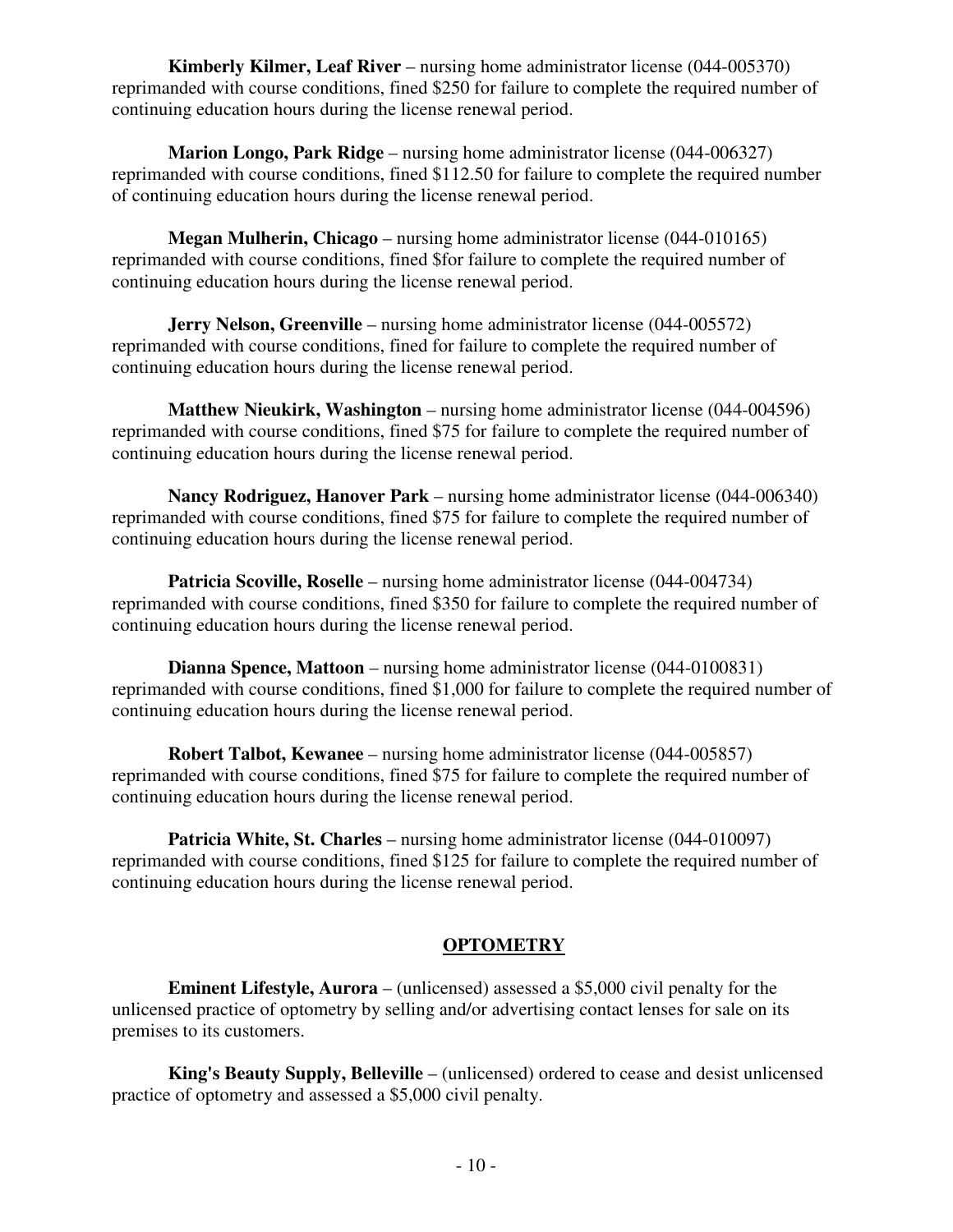**Kimberly Kilmer, Leaf River** – nursing home administrator license (044-005370) reprimanded with course conditions, fined $250 for failure to complete the required number of continuing education hours during the license renewal period.

**Marion Longo, Park Ridge** – nursing home administrator license (044-006327) reprimanded with course conditions, fined $112.50 for failure to complete the required number of continuing education hours during the license renewal period.

**Megan Mulherin, Chicago** – nursing home administrator license (044-010165) reprimanded with course conditions, fined $for failure to complete the required number of continuing education hours during the license renewal period.

**Jerry Nelson, Greenville** – nursing home administrator license (044-005572) reprimanded with course conditions, fined for failure to complete the required number of continuing education hours during the license renewal period.

**Matthew Nieukirk, Washington** – nursing home administrator license (044-004596) reprimanded with course conditions, fined $75 for failure to complete the required number of continuing education hours during the license renewal period.

**Nancy Rodriguez, Hanover Park** – nursing home administrator license (044-006340) reprimanded with course conditions, fined $75 for failure to complete the required number of continuing education hours during the license renewal period.

**Patricia Scoville, Roselle** – nursing home administrator license (044-004734) reprimanded with course conditions, fined $350 for failure to complete the required number of continuing education hours during the license renewal period.

**Dianna Spence, Mattoon** – nursing home administrator license (044-0100831) reprimanded with course conditions, fined $1,000 for failure to complete the required number of continuing education hours during the license renewal period.

**Robert Talbot, Kewanee** – nursing home administrator license (044-005857) reprimanded with course conditions, fined $75 for failure to complete the required number of continuing education hours during the license renewal period.

**Patricia White, St. Charles** – nursing home administrator license (044-010097) reprimanded with course conditions, fined $125 for failure to complete the required number of continuing education hours during the license renewal period.

## OPTOMETRY

**Eminent Lifestyle, Aurora** – (unlicensed) assessed a $5,000 civil penalty for the unlicensed practice of optometry by selling and/or advertising contact lenses for sale on its premises to its customers.

**King's Beauty Supply, Belleville** – (unlicensed) ordered to cease and desist unlicensed practice of optometry and assessed a $5,000 civil penalty.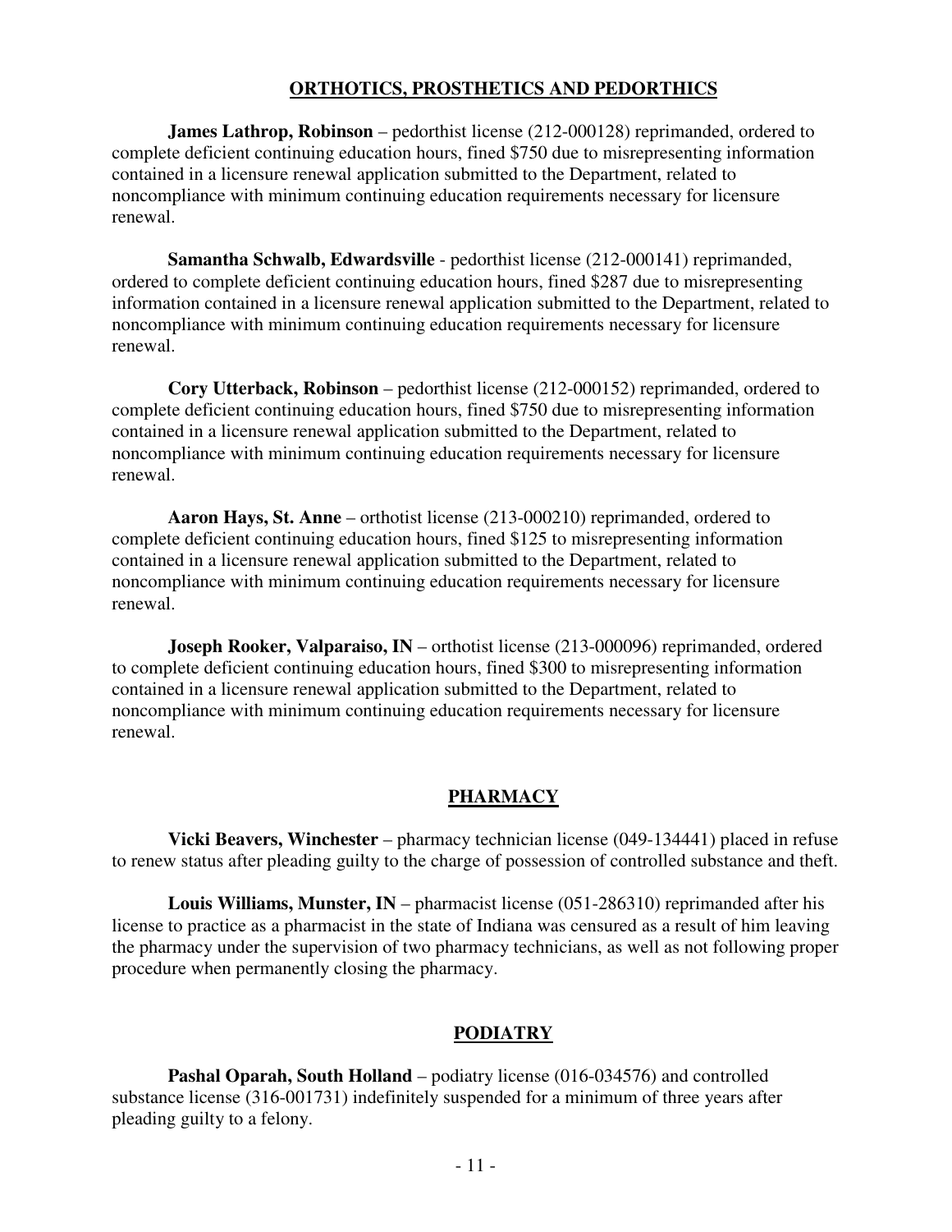## ORTHOTICS, PROSTHETICS AND PEDORTHICS

**James Lathrop, Robinson** – pedorthist license (212-000128) reprimanded, ordered to complete deficient continuing education hours, fined $750 due to misrepresenting information contained in a licensure renewal application submitted to the Department, related to noncompliance with minimum continuing education requirements necessary for licensure renewal.

**Samantha Schwalb, Edwardsville** - pedorthist license (212-000141) reprimanded, ordered to complete deficient continuing education hours, fined $287 due to misrepresenting information contained in a licensure renewal application submitted to the Department, related to noncompliance with minimum continuing education requirements necessary for licensure renewal.

**Cory Utterback, Robinson** – pedorthist license (212-000152) reprimanded, ordered to complete deficient continuing education hours, fined $750 due to misrepresenting information contained in a licensure renewal application submitted to the Department, related to noncompliance with minimum continuing education requirements necessary for licensure renewal.

**Aaron Hays, St. Anne** – orthotist license (213-000210) reprimanded, ordered to complete deficient continuing education hours, fined $125 to misrepresenting information contained in a licensure renewal application submitted to the Department, related to noncompliance with minimum continuing education requirements necessary for licensure renewal.

**Joseph Rooker, Valparaiso, IN** – orthotist license (213-000096) reprimanded, ordered to complete deficient continuing education hours, fined $300 to misrepresenting information contained in a licensure renewal application submitted to the Department, related to noncompliance with minimum continuing education requirements necessary for licensure renewal.

## PHARMACY

**Vicki Beavers, Winchester** – pharmacy technician license (049-134441) placed in refuse to renew status after pleading guilty to the charge of possession of controlled substance and theft.

**Louis Williams, Munster, IN** – pharmacist license (051-286310) reprimanded after his license to practice as a pharmacist in the state of Indiana was censured as a result of him leaving the pharmacy under the supervision of two pharmacy technicians, as well as not following proper procedure when permanently closing the pharmacy.

## PODIATRY

**Pashal Oparah, South Holland** – podiatry license (016-034576) and controlled substance license (316-001731) indefinitely suspended for a minimum of three years after pleading guilty to a felony.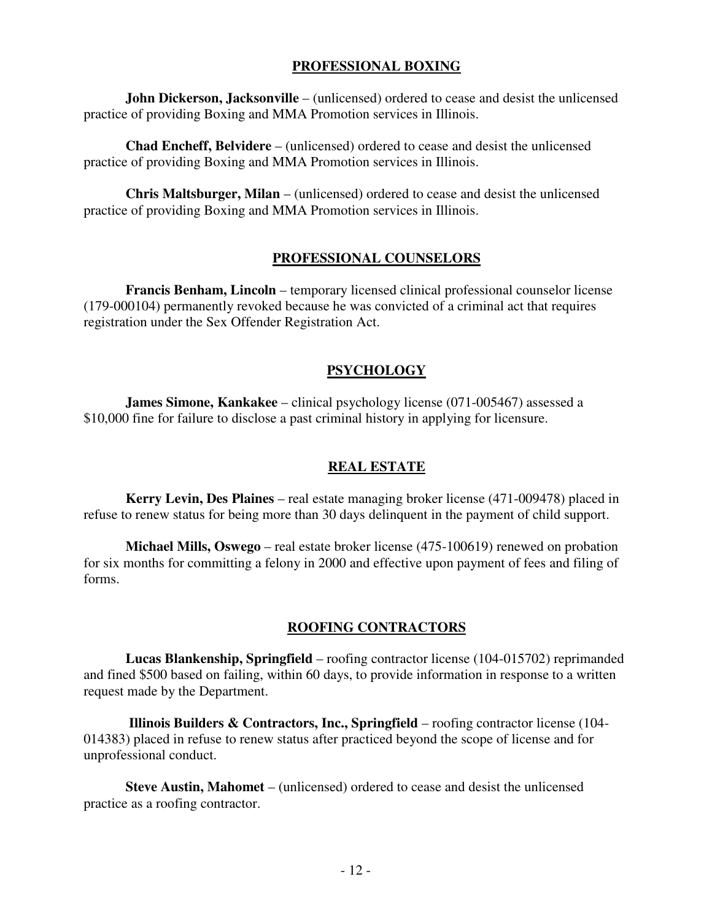## PROFESSIONAL BOXING

**John Dickerson, Jacksonville** – (unlicensed) ordered to cease and desist the unlicensed practice of providing Boxing and MMA Promotion services in Illinois.

**Chad Encheff, Belvidere** – (unlicensed) ordered to cease and desist the unlicensed practice of providing Boxing and MMA Promotion services in Illinois.

**Chris Maltsburger, Milan** – (unlicensed) ordered to cease and desist the unlicensed practice of providing Boxing and MMA Promotion services in Illinois.

## PROFESSIONAL COUNSELORS

**Francis Benham, Lincoln** – temporary licensed clinical professional counselor license (179-000104) permanently revoked because he was convicted of a criminal act that requires registration under the Sex Offender Registration Act.

## PSYCHOLOGY

**James Simone, Kankakee** – clinical psychology license (071-005467) assessed a $10,000 fine for failure to disclose a past criminal history in applying for licensure.

## REAL ESTATE

**Kerry Levin, Des Plaines** – real estate managing broker license (471-009478) placed in refuse to renew status for being more than 30 days delinquent in the payment of child support.

**Michael Mills, Oswego** – real estate broker license (475-100619) renewed on probation for six months for committing a felony in 2000 and effective upon payment of fees and filing of forms.

## ROOFING CONTRACTORS

**Lucas Blankenship, Springfield** – roofing contractor license (104-015702) reprimanded and fined $500 based on failing, within 60 days, to provide information in response to a written request made by the Department.

**Illinois Builders & Contractors, Inc., Springfield** – roofing contractor license (104-014383) placed in refuse to renew status after practiced beyond the scope of license and for unprofessional conduct.

**Steve Austin, Mahomet** – (unlicensed) ordered to cease and desist the unlicensed practice as a roofing contractor.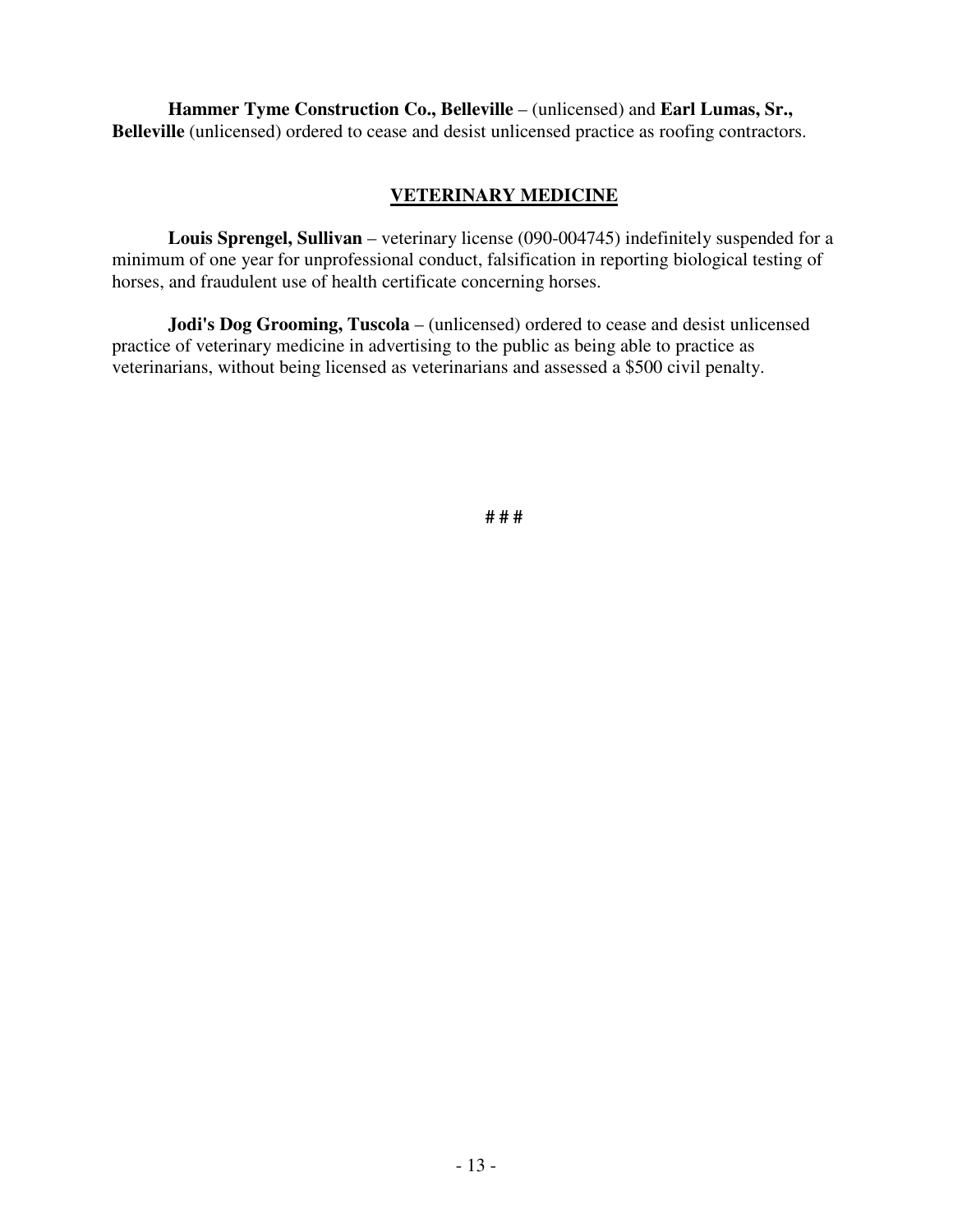**Hammer Tyme Construction Co., Belleville** – (unlicensed) and **Earl Lumas, Sr., Belleville** (unlicensed) ordered to cease and desist unlicensed practice as roofing contractors.

## VETERINARY MEDICINE

**Louis Sprengel, Sullivan** – veterinary license (090-004745) indefinitely suspended for a minimum of one year for unprofessional conduct, falsification in reporting biological testing of horses, and fraudulent use of health certificate concerning horses.

**Jodi's Dog Grooming, Tuscola** – (unlicensed) ordered to cease and desist unlicensed practice of veterinary medicine in advertising to the public as being able to practice as veterinarians, without being licensed as veterinarians and assessed a $500 civil penalty.

# # #